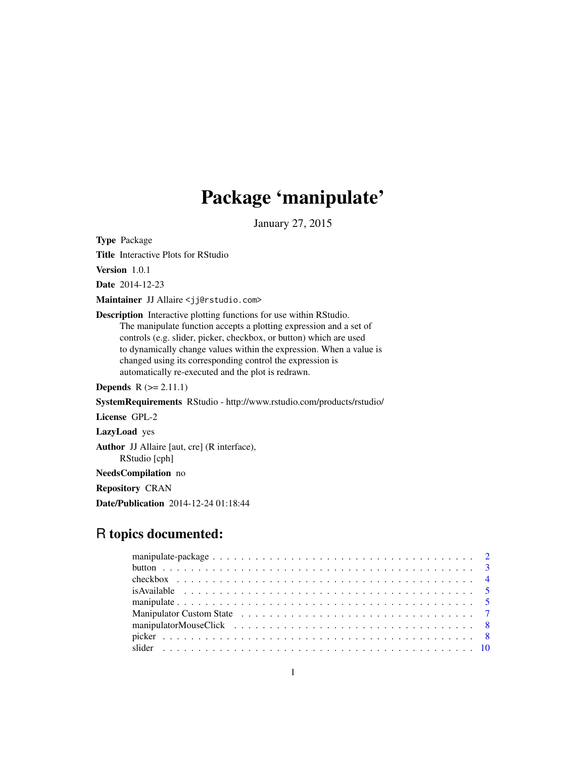# Package 'manipulate'

January 27, 2015

**Type** Package

**Title** Interactive Plots for RStudio

**Version** 1.0.1

**Date** 2014-12-23

**Maintainer** JJ Allaire <jj@rstudio.com>

**Description** Interactive plotting functions for use within RStudio.
The manipulate function accepts a plotting expression and a set of controls (e.g. slider, picker, checkbox, or button) which are used to dynamically change values within the expression. When a value is changed using its corresponding control the expression is automatically re-executed and the plot is redrawn.

**Depends** R (>= 2.11.1)

**SystemRequirements** RStudio - http://www.rstudio.com/products/rstudio/

**License** GPL-2

**LazyLoad** yes

**Author** JJ Allaire [aut, cre] (R interface),
RStudio [cph]

**NeedsCompilation** no

**Repository** CRAN

**Date/Publication** 2014-12-24 01:18:44

## R topics documented:

- manipulate-package . . . . . . . . . . . . . . . . . . . . . . . . . . . . . . . . . . . . 2
- button . . . . . . . . . . . . . . . . . . . . . . . . . . . . . . . . . . . . . . . . . . . 3
- checkbox . . . . . . . . . . . . . . . . . . . . . . . . . . . . . . . . . . . . . . . . . . 4
- isAvailable . . . . . . . . . . . . . . . . . . . . . . . . . . . . . . . . . . . . . . . . . 5
- manipulate . . . . . . . . . . . . . . . . . . . . . . . . . . . . . . . . . . . . . . . . . 5
- Manipulator Custom State . . . . . . . . . . . . . . . . . . . . . . . . . . . . . . . . . 7
- manipulatorMouseClick . . . . . . . . . . . . . . . . . . . . . . . . . . . . . . . . . . . 8
- picker . . . . . . . . . . . . . . . . . . . . . . . . . . . . . . . . . . . . . . . . . . . 8
- slider . . . . . . . . . . . . . . . . . . . . . . . . . . . . . . . . . . . . . . . . . . . 10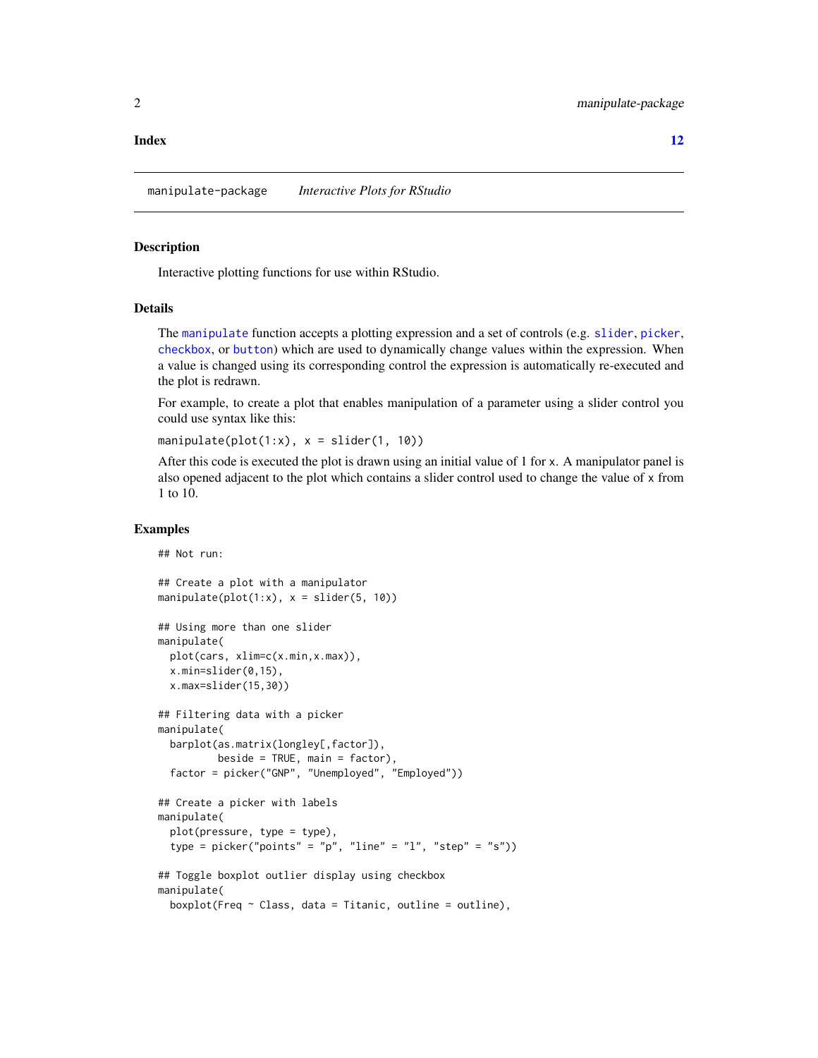**Index** **12**

---

`manipulate-package` *Interactive Plots for RStudio*

---

### Description

Interactive plotting functions for use within RStudio.

### Details

The `manipulate` function accepts a plotting expression and a set of controls (e.g. `slider`, `picker`, `checkbox`, or `button`) which are used to dynamically change values within the expression. When a value is changed using its corresponding control the expression is automatically re-executed and the plot is redrawn.

For example, to create a plot that enables manipulation of a parameter using a slider control you could use syntax like this:

`manipulate(plot(1:x), x = slider(1, 10))`

After this code is executed the plot is drawn using an initial value of 1 for `x`. A manipulator panel is also opened adjacent to the plot which contains a slider control used to change the value of `x` from 1 to 10.

### Examples

```
## Not run:

## Create a plot with a manipulator
manipulate(plot(1:x), x = slider(5, 10))

## Using more than one slider
manipulate(
  plot(cars, xlim=c(x.min,x.max)),
  x.min=slider(0,15),
  x.max=slider(15,30))

## Filtering data with a picker
manipulate(
  barplot(as.matrix(longley[,factor]),
          beside = TRUE, main = factor),
  factor = picker("GNP", "Unemployed", "Employed"))

## Create a picker with labels
manipulate(
  plot(pressure, type = type),
  type = picker("points" = "p", "line" = "l", "step" = "s"))

## Toggle boxplot outlier display using checkbox
manipulate(
  boxplot(Freq ~ Class, data = Titanic, outline = outline),
```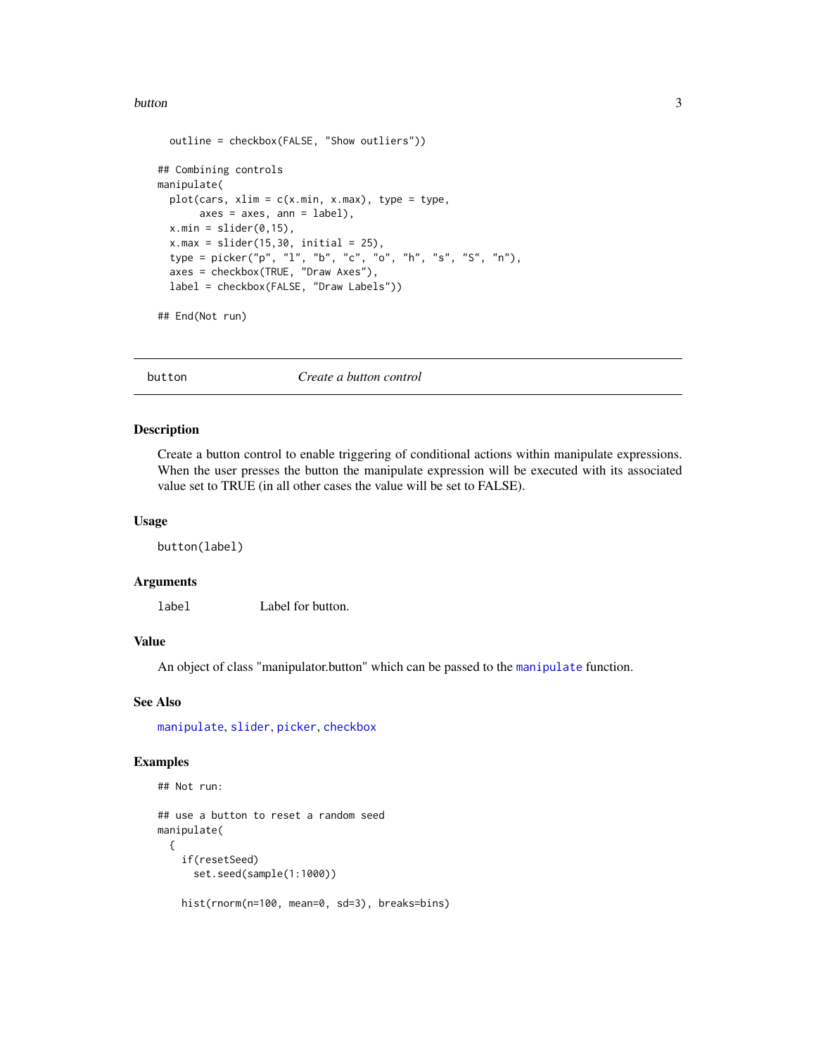```
  outline = checkbox(FALSE, "Show outliers"))

## Combining controls
manipulate(
  plot(cars, xlim = c(x.min, x.max), type = type,
       axes = axes, ann = label),
  x.min = slider(0,15),
  x.max = slider(15,30, initial = 25),
  type = picker("p", "l", "b", "c", "o", "h", "s", "S", "n"),
  axes = checkbox(TRUE, "Draw Axes"),
  label = checkbox(FALSE, "Draw Labels"))

## End(Not run)
```

---

## button — *Create a button control*

### Description

Create a button control to enable triggering of conditional actions within manipulate expressions. When the user presses the button the manipulate expression will be executed with its associated value set to TRUE (in all other cases the value will be set to FALSE).

### Usage

```
button(label)
```

### Arguments

| | |
|---|---|
| `label` | Label for button. |

### Value

An object of class "manipulator.button" which can be passed to the `manipulate` function.

### See Also

`manipulate`, `slider`, `picker`, `checkbox`

### Examples

```
## Not run:

## use a button to reset a random seed
manipulate(
  {
    if(resetSeed)
      set.seed(sample(1:1000))

    hist(rnorm(n=100, mean=0, sd=3), breaks=bins)
```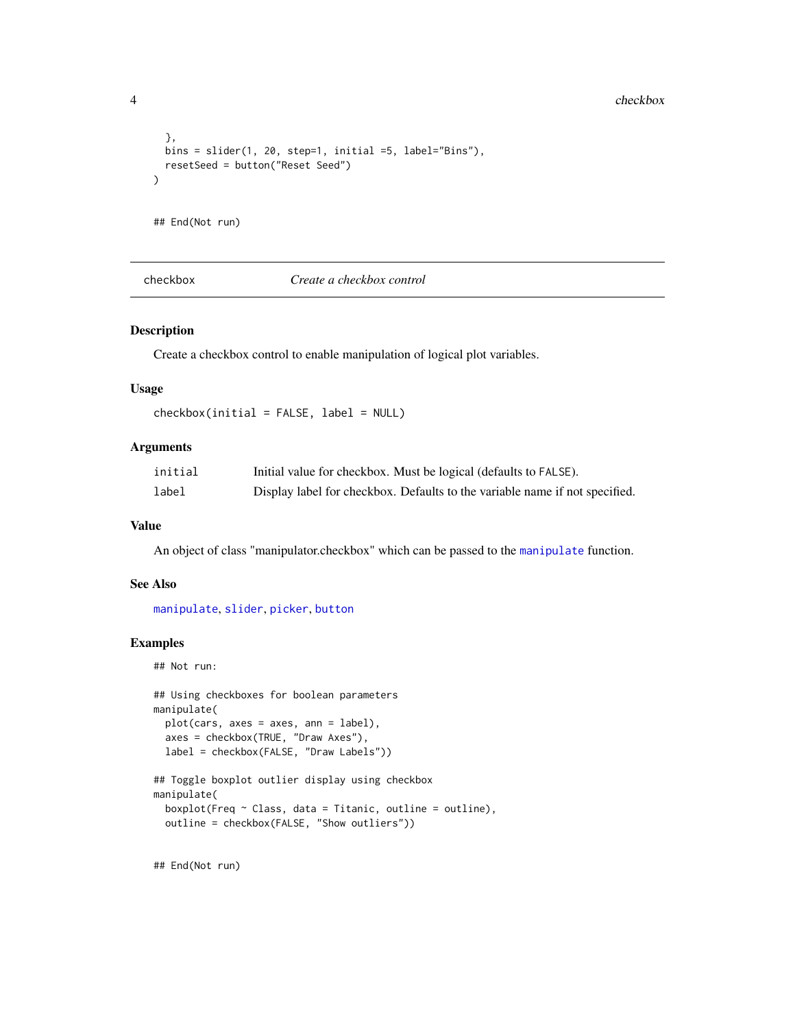```
  },
  bins = slider(1, 20, step=1, initial =5, label="Bins"),
  resetSeed = button("Reset Seed")
)

## End(Not run)
```

---

checkbox *Create a checkbox control*

---

### Description

Create a checkbox control to enable manipulation of logical plot variables.

### Usage

```
checkbox(initial = FALSE, label = NULL)
```

### Arguments

| | |
|---|---|
| `initial` | Initial value for checkbox. Must be logical (defaults to `FALSE`). |
| `label` | Display label for checkbox. Defaults to the variable name if not specified. |

### Value

An object of class "manipulator.checkbox" which can be passed to the `manipulate` function.

### See Also

`manipulate`, `slider`, `picker`, `button`

### Examples

```
## Not run:

## Using checkboxes for boolean parameters
manipulate(
  plot(cars, axes = axes, ann = label),
  axes = checkbox(TRUE, "Draw Axes"),
  label = checkbox(FALSE, "Draw Labels"))

## Toggle boxplot outlier display using checkbox
manipulate(
  boxplot(Freq ~ Class, data = Titanic, outline = outline),
  outline = checkbox(FALSE, "Show outliers"))


## End(Not run)
```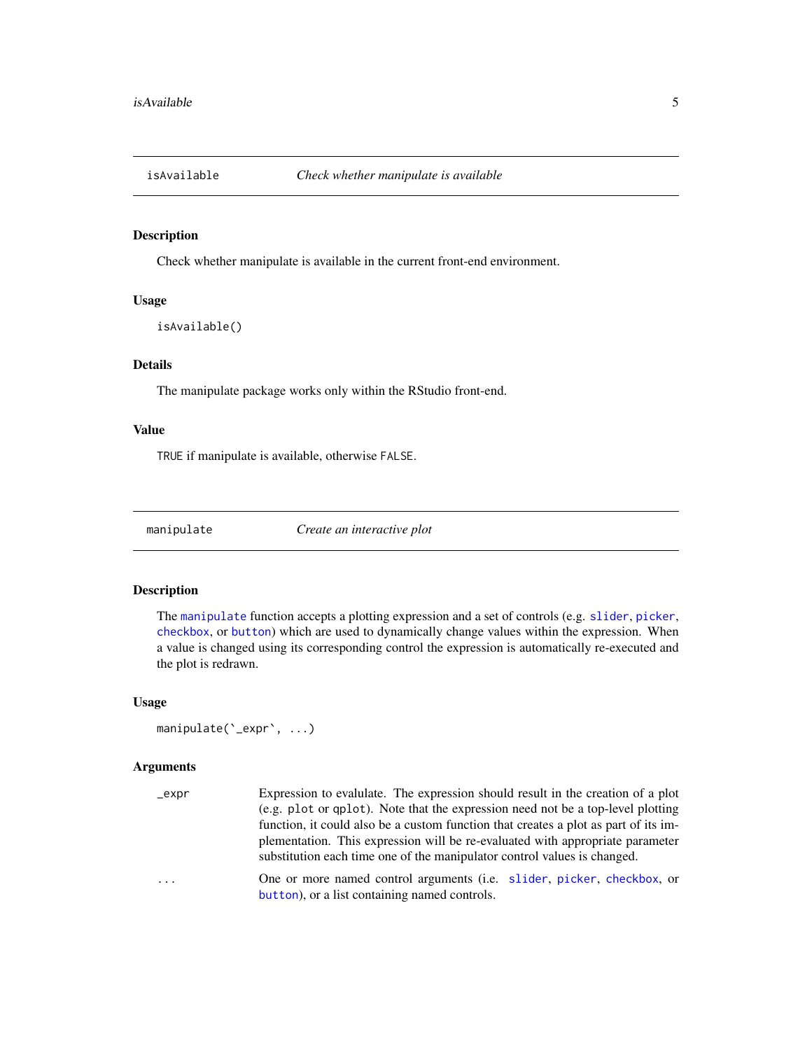## isAvailable — *Check whether manipulate is available*

### Description

Check whether manipulate is available in the current front-end environment.

### Usage

```
isAvailable()
```

### Details

The manipulate package works only within the RStudio front-end.

### Value

`TRUE` if manipulate is available, otherwise `FALSE`.

## manipulate — *Create an interactive plot*

### Description

The `manipulate` function accepts a plotting expression and a set of controls (e.g. `slider`, `picker`, `checkbox`, or `button`) which are used to dynamically change values within the expression. When a value is changed using its corresponding control the expression is automatically re-executed and the plot is redrawn.

### Usage

```
manipulate(`_expr`, ...)
```

### Arguments

| | |
|---|---|
| `_expr` | Expression to evalulate. The expression should result in the creation of a plot (e.g. `plot` or `qplot`). Note that the expression need not be a top-level plotting function, it could also be a custom function that creates a plot as part of its implementation. This expression will be re-evaluated with appropriate parameter substitution each time one of the manipulator control values is changed. |
| `...` | One or more named control arguments (i.e. `slider`, `picker`, `checkbox`, or `button`), or a list containing named controls. |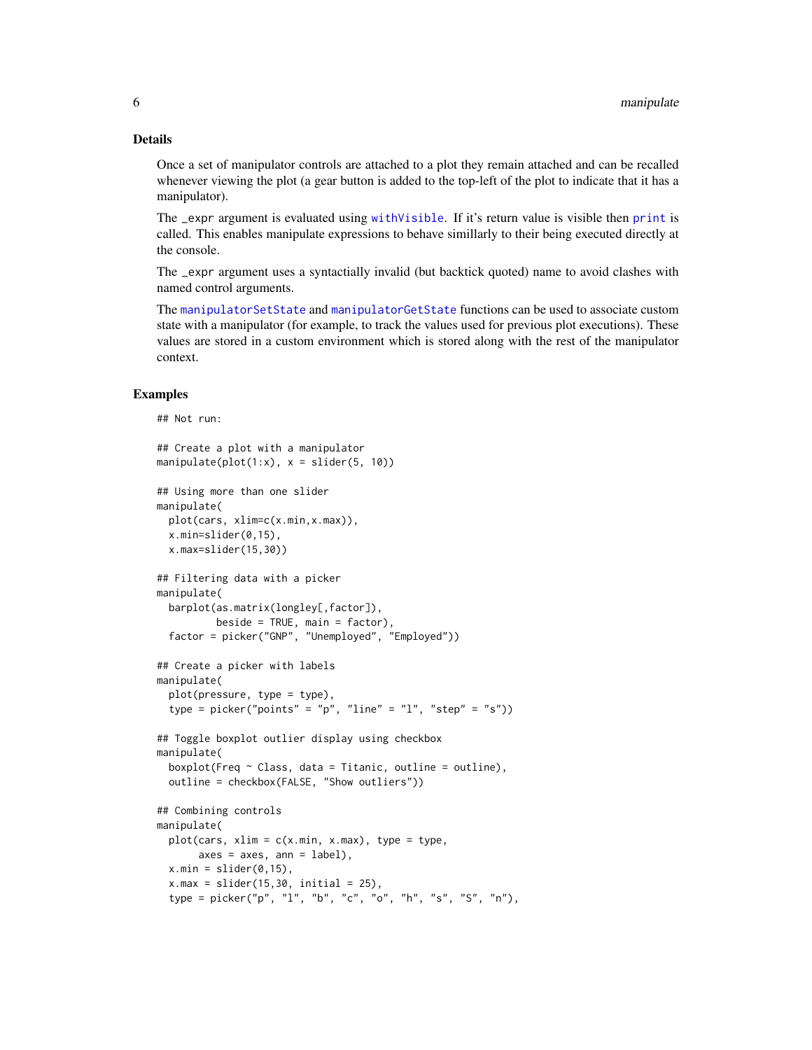### Details

Once a set of manipulator controls are attached to a plot they remain attached and can be recalled whenever viewing the plot (a gear button is added to the top-left of the plot to indicate that it has a manipulator).

The `_expr` argument is evaluated using `withVisible`. If it's return value is visible then `print` is called. This enables manipulate expressions to behave simillarly to their being executed directly at the console.

The `_expr` argument uses a syntactially invalid (but backtick quoted) name to avoid clashes with named control arguments.

The `manipulatorSetState` and `manipulatorGetState` functions can be used to associate custom state with a manipulator (for example, to track the values used for previous plot executions). These values are stored in a custom environment which is stored along with the rest of the manipulator context.

### Examples

```
## Not run:

## Create a plot with a manipulator
manipulate(plot(1:x), x = slider(5, 10))

## Using more than one slider
manipulate(
  plot(cars, xlim=c(x.min,x.max)),
  x.min=slider(0,15),
  x.max=slider(15,30))

## Filtering data with a picker
manipulate(
  barplot(as.matrix(longley[,factor]),
          beside = TRUE, main = factor),
  factor = picker("GNP", "Unemployed", "Employed"))

## Create a picker with labels
manipulate(
  plot(pressure, type = type),
  type = picker("points" = "p", "line" = "l", "step" = "s"))

## Toggle boxplot outlier display using checkbox
manipulate(
  boxplot(Freq ~ Class, data = Titanic, outline = outline),
  outline = checkbox(FALSE, "Show outliers"))

## Combining controls
manipulate(
  plot(cars, xlim = c(x.min, x.max), type = type,
       axes = axes, ann = label),
  x.min = slider(0,15),
  x.max = slider(15,30, initial = 25),
  type = picker("p", "l", "b", "c", "o", "h", "s", "S", "n"),
```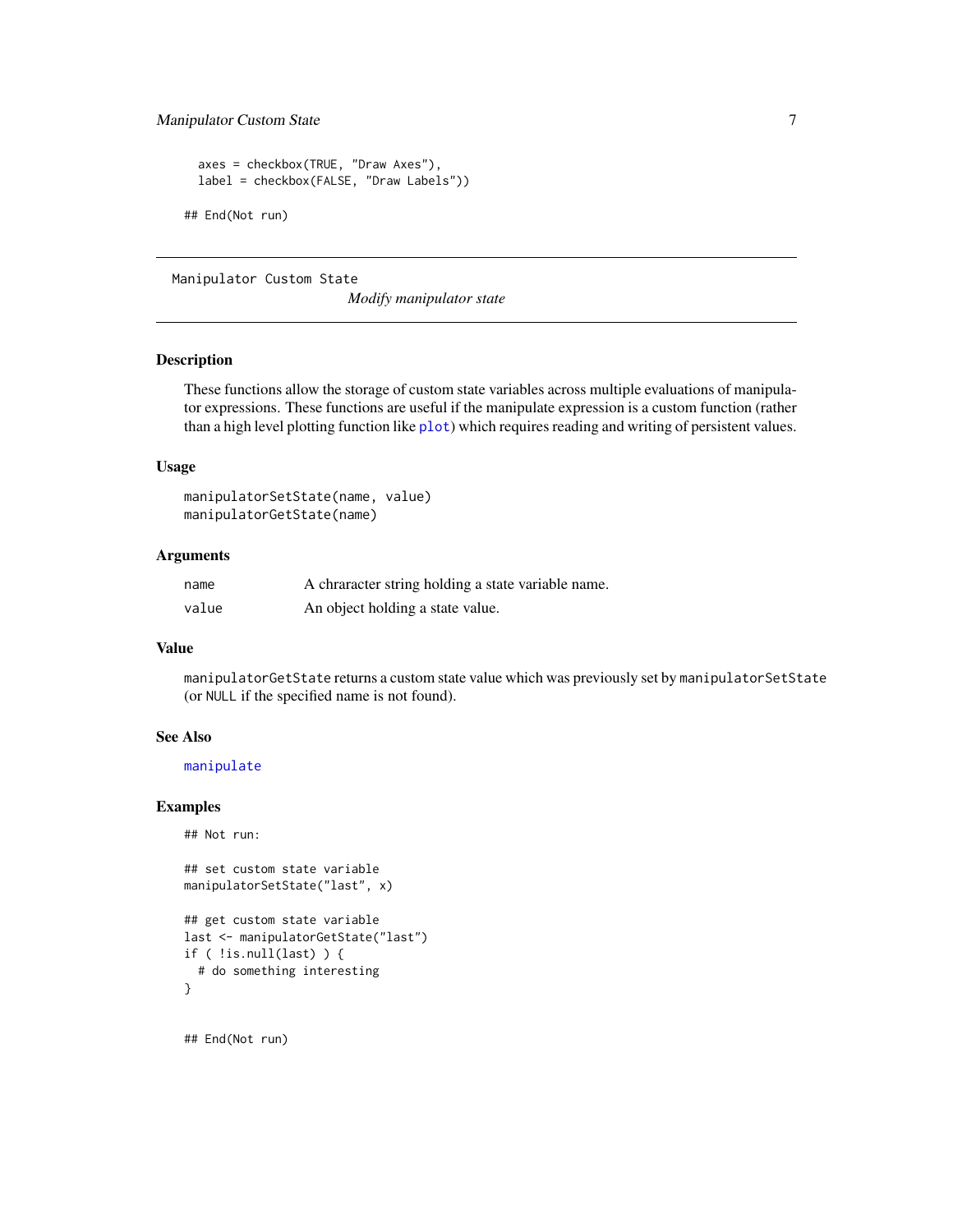```
  axes = checkbox(TRUE, "Draw Axes"),
  label = checkbox(FALSE, "Draw Labels"))

## End(Not run)
```

---

Manipulator Custom State    *Modify manipulator state*

---

### Description

These functions allow the storage of custom state variables across multiple evaluations of manipulator expressions. These functions are useful if the manipulate expression is a custom function (rather than a high level plotting function like `plot`) which requires reading and writing of persistent values.

### Usage

```
manipulatorSetState(name, value)
manipulatorGetState(name)
```

### Arguments

| | |
|---|---|
| `name` | A chraracter string holding a state variable name. |
| `value` | An object holding a state value. |

### Value

`manipulatorGetState` returns a custom state value which was previously set by `manipulatorSetState` (or `NULL` if the specified name is not found).

### See Also

`manipulate`

### Examples

```
## Not run:

## set custom state variable
manipulatorSetState("last", x)

## get custom state variable
last <- manipulatorGetState("last")
if ( !is.null(last) ) {
  # do something interesting
}


## End(Not run)
```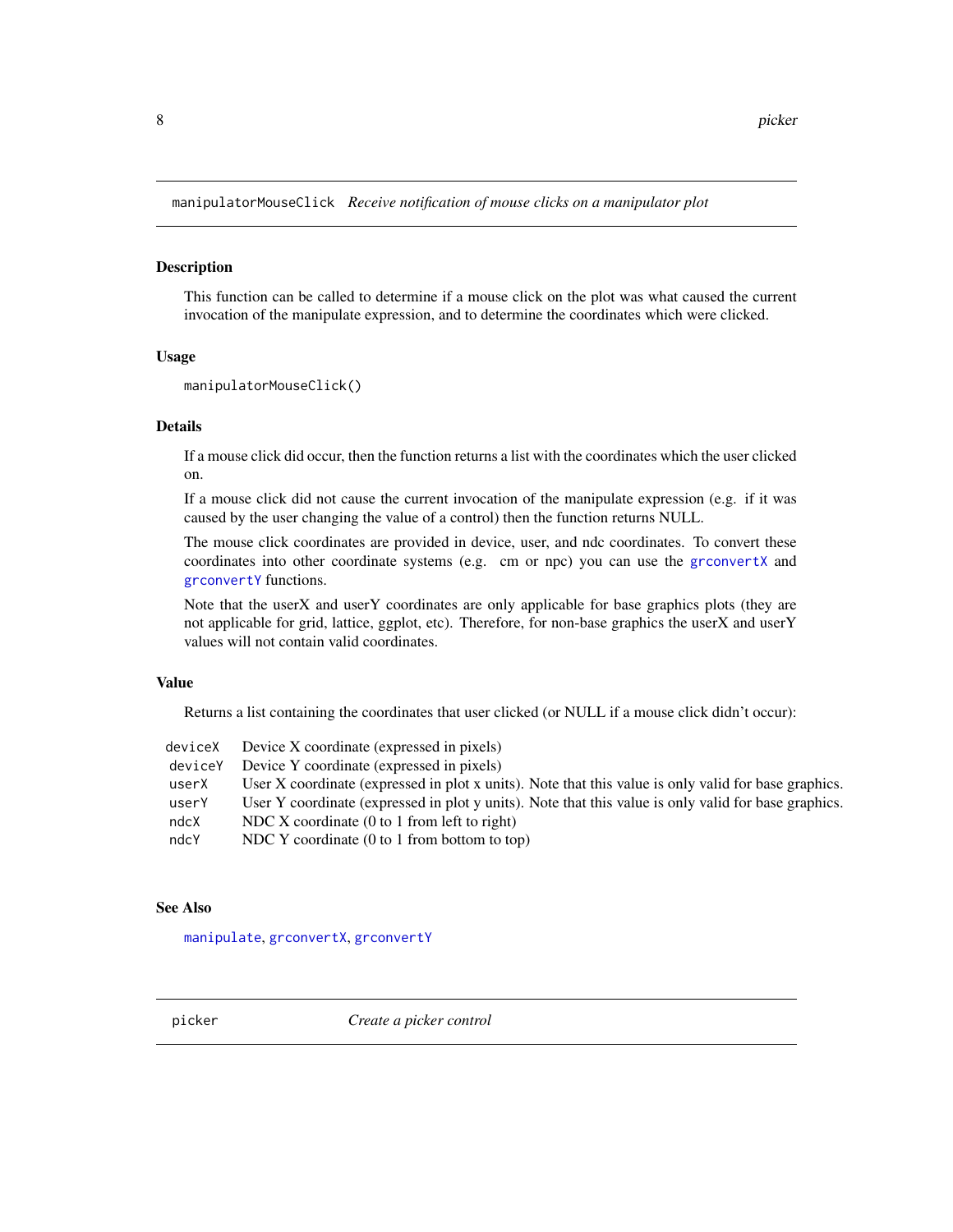## manipulatorMouseClick *Receive notification of mouse clicks on a manipulator plot*

### Description

This function can be called to determine if a mouse click on the plot was what caused the current invocation of the manipulate expression, and to determine the coordinates which were clicked.

### Usage

```
manipulatorMouseClick()
```

### Details

If a mouse click did occur, then the function returns a list with the coordinates which the user clicked on.

If a mouse click did not cause the current invocation of the manipulate expression (e.g. if it was caused by the user changing the value of a control) then the function returns NULL.

The mouse click coordinates are provided in device, user, and ndc coordinates. To convert these coordinates into other coordinate systems (e.g. cm or npc) you can use the `grconvertX` and `grconvertY` functions.

Note that the userX and userY coordinates are only applicable for base graphics plots (they are not applicable for grid, lattice, ggplot, etc). Therefore, for non-base graphics the userX and userY values will not contain valid coordinates.

### Value

Returns a list containing the coordinates that user clicked (or NULL if a mouse click didn't occur):

| | |
|---|---|
| `deviceX` | Device X coordinate (expressed in pixels) |
| `deviceY` | Device Y coordinate (expressed in pixels) |
| `userX` | User X coordinate (expressed in plot x units). Note that this value is only valid for base graphics. |
| `userY` | User Y coordinate (expressed in plot y units). Note that this value is only valid for base graphics. |
| `ndcX` | NDC X coordinate (0 to 1 from left to right) |
| `ndcY` | NDC Y coordinate (0 to 1 from bottom to top) |

### See Also

`manipulate`, `grconvertX`, `grconvertY`

## picker *Create a picker control*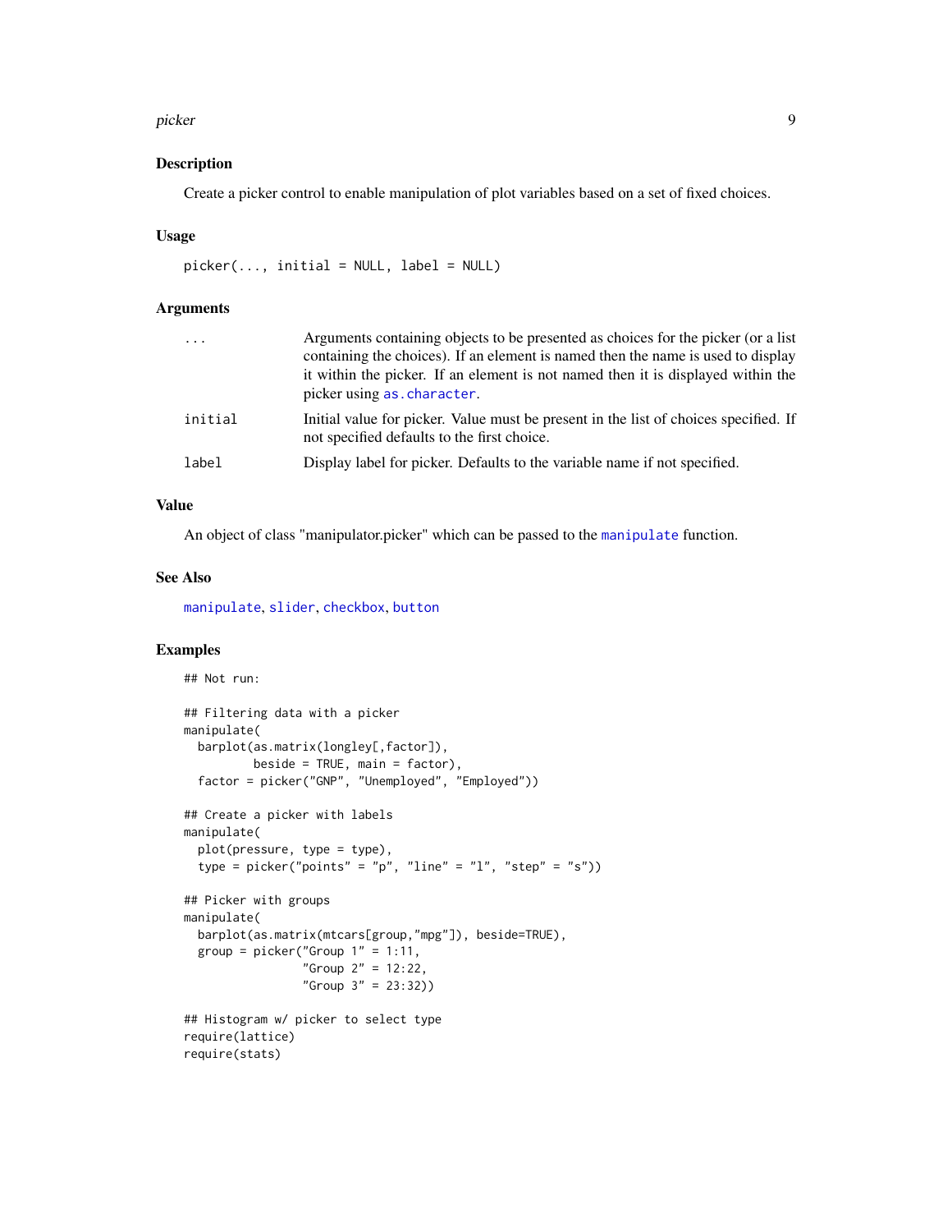## Description

Create a picker control to enable manipulation of plot variables based on a set of fixed choices.

## Usage

```
picker(..., initial = NULL, label = NULL)
```

## Arguments

| | |
|---|---|
| `...` | Arguments containing objects to be presented as choices for the picker (or a list containing the choices). If an element is named then the name is used to display it within the picker. If an element is not named then it is displayed within the picker using `as.character`. |
| `initial` | Initial value for picker. Value must be present in the list of choices specified. If not specified defaults to the first choice. |
| `label` | Display label for picker. Defaults to the variable name if not specified. |

## Value

An object of class "manipulator.picker" which can be passed to the `manipulate` function.

## See Also

`manipulate`, `slider`, `checkbox`, `button`

## Examples

```
## Not run:

## Filtering data with a picker
manipulate(
  barplot(as.matrix(longley[,factor]),
          beside = TRUE, main = factor),
  factor = picker("GNP", "Unemployed", "Employed"))

## Create a picker with labels
manipulate(
  plot(pressure, type = type),
  type = picker("points" = "p", "line" = "l", "step" = "s"))

## Picker with groups
manipulate(
  barplot(as.matrix(mtcars[group,"mpg"]), beside=TRUE),
  group = picker("Group 1" = 1:11,
                 "Group 2" = 12:22,
                 "Group 3" = 23:32))

## Histogram w/ picker to select type
require(lattice)
require(stats)
```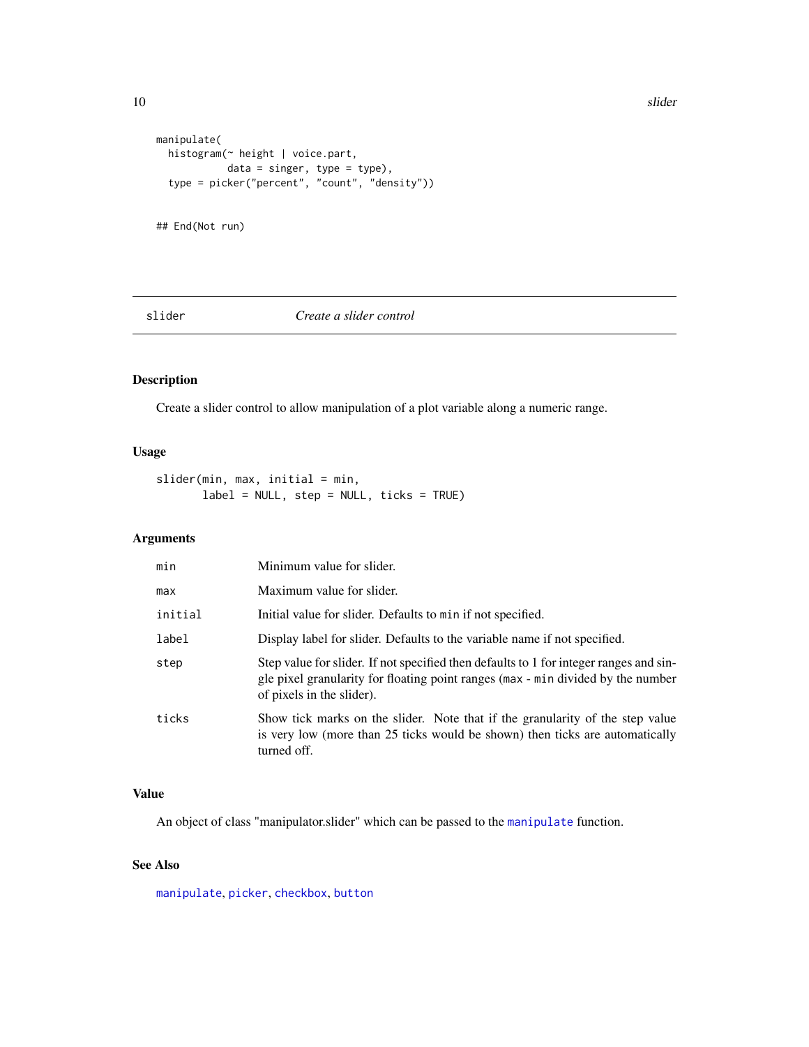```
manipulate(
  histogram(~ height | voice.part,
            data = singer, type = type),
  type = picker("percent", "count", "density"))


## End(Not run)
```

---

## slider — *Create a slider control*

### Description

Create a slider control to allow manipulation of a plot variable along a numeric range.

### Usage

```
slider(min, max, initial = min,
       label = NULL, step = NULL, ticks = TRUE)
```

### Arguments

| Argument | Description |
| --- | --- |
| `min` | Minimum value for slider. |
| `max` | Maximum value for slider. |
| `initial` | Initial value for slider. Defaults to `min` if not specified. |
| `label` | Display label for slider. Defaults to the variable name if not specified. |
| `step` | Step value for slider. If not specified then defaults to 1 for integer ranges and single pixel granularity for floating point ranges (`max` - `min` divided by the number of pixels in the slider). |
| `ticks` | Show tick marks on the slider. Note that if the granularity of the step value is very low (more than 25 ticks would be shown) then ticks are automatically turned off. |

### Value

An object of class "manipulator.slider" which can be passed to the `manipulate` function.

### See Also

`manipulate`, `picker`, `checkbox`, `button`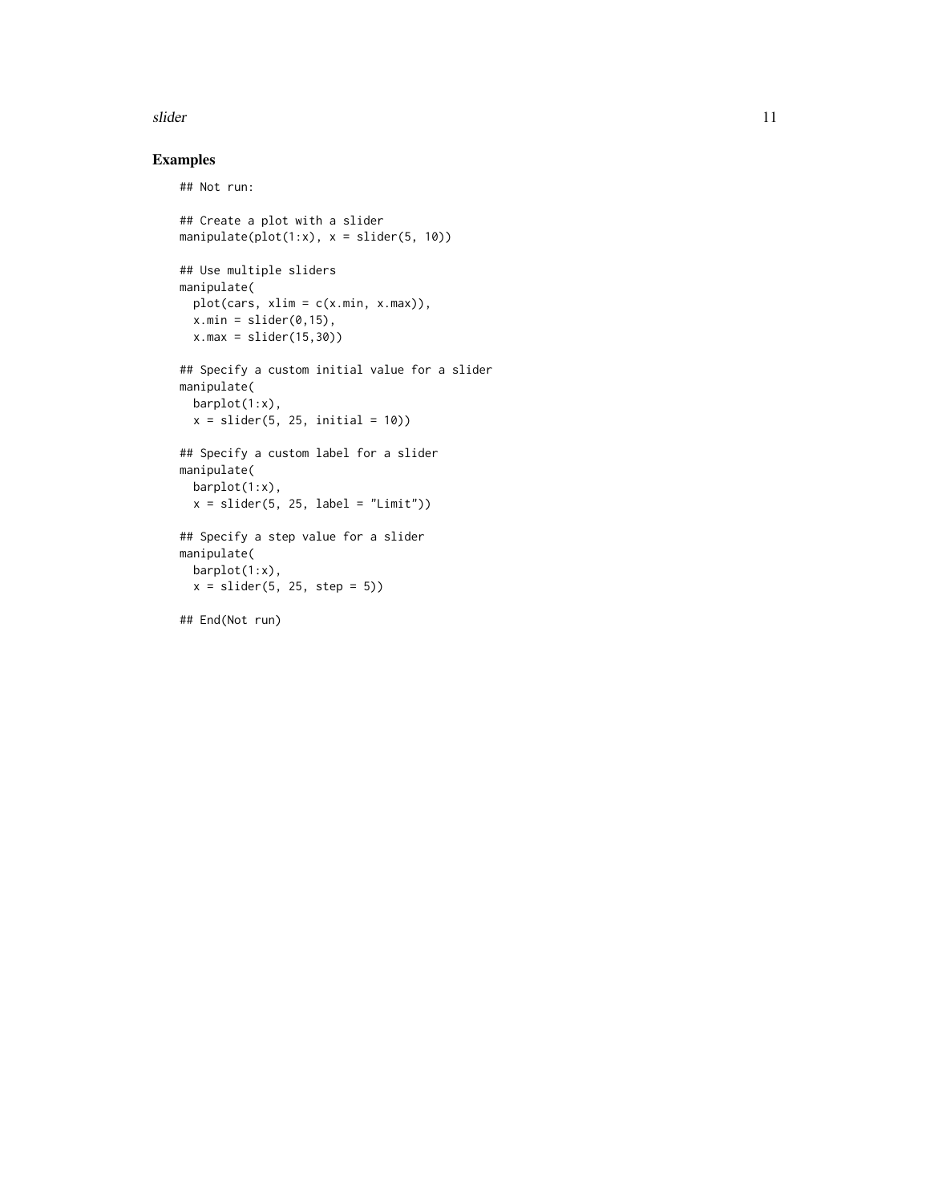## Examples

```
## Not run:

## Create a plot with a slider
manipulate(plot(1:x), x = slider(5, 10))

## Use multiple sliders
manipulate(
  plot(cars, xlim = c(x.min, x.max)),
  x.min = slider(0,15),
  x.max = slider(15,30))

## Specify a custom initial value for a slider
manipulate(
  barplot(1:x),
  x = slider(5, 25, initial = 10))

## Specify a custom label for a slider
manipulate(
  barplot(1:x),
  x = slider(5, 25, label = "Limit"))

## Specify a step value for a slider
manipulate(
  barplot(1:x),
  x = slider(5, 25, step = 5))

## End(Not run)
```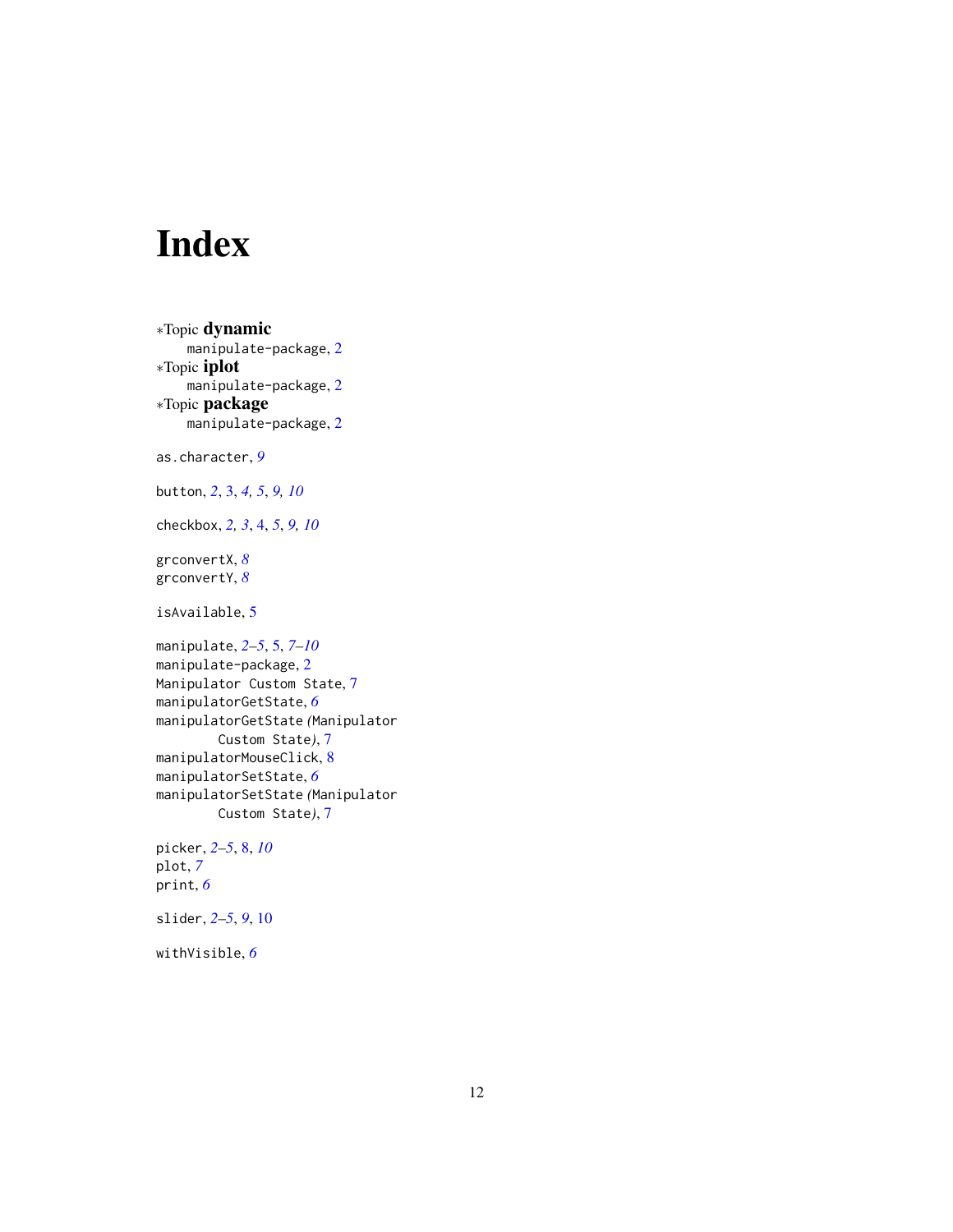# Index

∗Topic **dynamic**
    manipulate-package, 2
∗Topic **iplot**
    manipulate-package, 2
∗Topic **package**
    manipulate-package, 2

as.character, *9*

button, *2*, 3, *4, 5*, *9, 10*

checkbox, *2, 3*, 4, *5*, *9, 10*

grconvertX, *8*
grconvertY, *8*

isAvailable, 5

manipulate, *2–5*, 5, *7–10*
manipulate-package, 2
Manipulator Custom State, 7
manipulatorGetState, *6*
manipulatorGetState *(*Manipulator Custom State*)*, 7
manipulatorMouseClick, 8
manipulatorSetState, *6*
manipulatorSetState *(*Manipulator Custom State*)*, 7

picker, *2–5*, 8, *10*
plot, *7*
print, *6*

slider, *2–5*, *9*, 10

withVisible, *6*